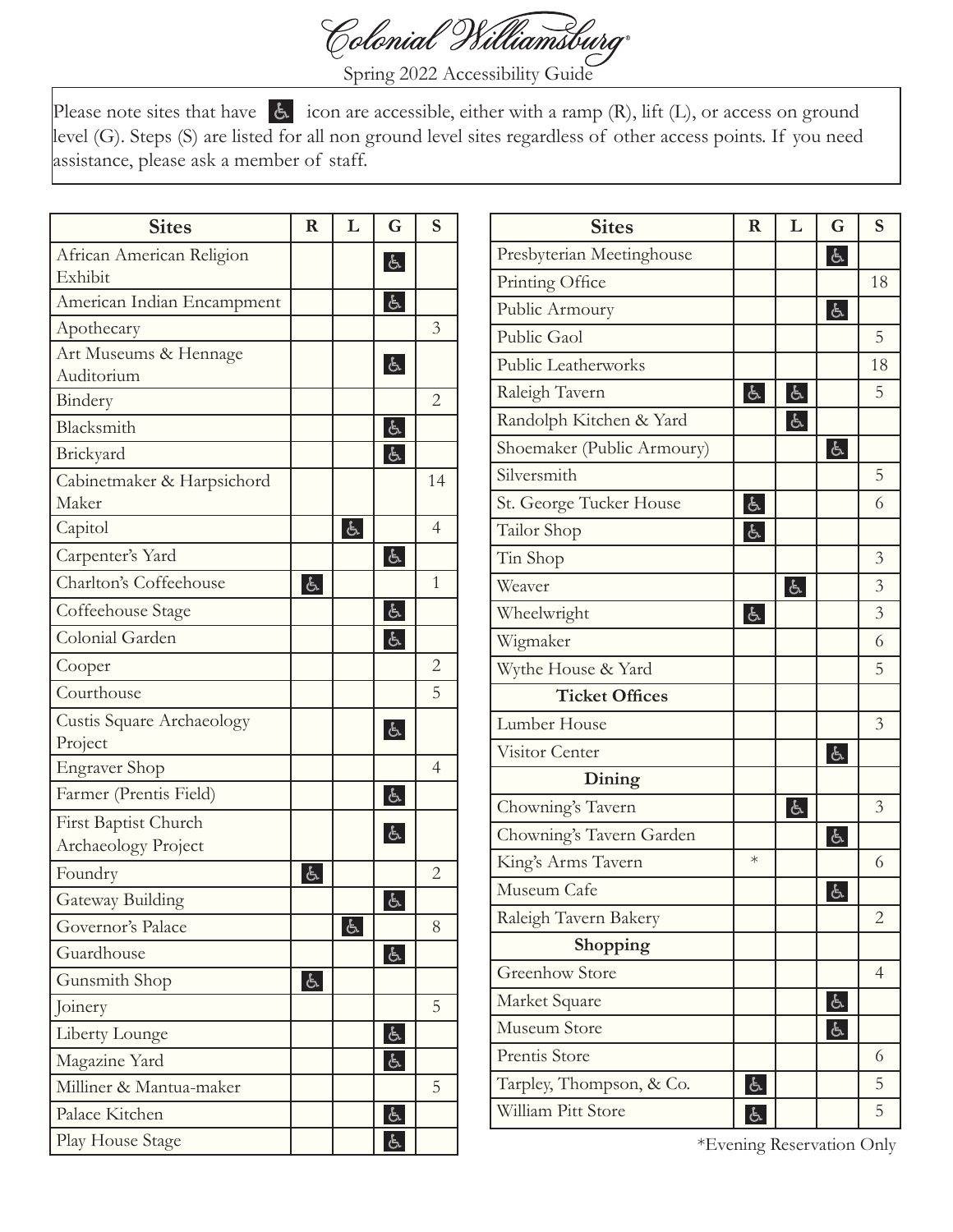# Colonial Williamsburg®

Spring 2022 Accessibility Guide

Please note sites that have ♿ icon are accessible, either with a ramp (R), lift (L), or access on ground level (G). Steps (S) are listed for all non ground level sites regardless of other access points. If you need assistance, please ask a member of staff.

| Sites | R | L | G | S |
|---|---|---|---|---|
| African American Religion Exhibit | | | ♿ | |
| American Indian Encampment | | | ♿ | |
| Apothecary | | | | 3 |
| Art Museums & Hennage Auditorium | | | ♿ | |
| Bindery | | | | 2 |
| Blacksmith | | | ♿ | |
| Brickyard | | | ♿ | |
| Cabinetmaker & Harpsichord Maker | | | | 14 |
| Capitol | | ♿ | | 4 |
| Carpenter's Yard | | | ♿ | |
| Charlton's Coffeehouse | ♿ | | | 1 |
| Coffeehouse Stage | | | ♿ | |
| Colonial Garden | | | ♿ | |
| Cooper | | | | 2 |
| Courthouse | | | | 5 |
| Custis Square Archaeology Project | | | ♿ | |
| Engraver Shop | | | | 4 |
| Farmer (Prentis Field) | | | ♿ | |
| First Baptist Church Archaeology Project | | | ♿ | |
| Foundry | ♿ | | | 2 |
| Gateway Building | | | ♿ | |
| Governor's Palace | | ♿ | | 8 |
| Guardhouse | | | ♿ | |
| Gunsmith Shop | ♿ | | | |
| Joinery | | | | 5 |
| Liberty Lounge | | | ♿ | |
| Magazine Yard | | | ♿ | |
| Milliner & Mantua-maker | | | | 5 |
| Palace Kitchen | | | ♿ | |
| Play House Stage | | | ♿ | |

| Sites | R | L | G | S |
|---|---|---|---|---|
| Presbyterian Meetinghouse | | | ♿ | |
| Printing Office | | | | 18 |
| Public Armoury | | | ♿ | |
| Public Gaol | | | | 5 |
| Public Leatherworks | | | | 18 |
| Raleigh Tavern | ♿ | ♿ | | 5 |
| Randolph Kitchen & Yard | | ♿ | | |
| Shoemaker (Public Armoury) | | | ♿ | |
| Silversmith | | | | 5 |
| St. George Tucker House | ♿ | | | 6 |
| Tailor Shop | ♿ | | | |
| Tin Shop | | | | 3 |
| Weaver | | ♿ | | 3 |
| Wheelwright | ♿ | | | 3 |
| Wigmaker | | | | 6 |
| Wythe House & Yard | | | | 5 |
| **Ticket Offices** | | | | |
| Lumber House | | | | 3 |
| Visitor Center | | | ♿ | |
| **Dining** | | | | |
| Chowning's Tavern | | ♿ | | 3 |
| Chowning's Tavern Garden | | | ♿ | |
| King's Arms Tavern | * | | | 6 |
| Museum Cafe | | | ♿ | |
| Raleigh Tavern Bakery | | | | 2 |
| **Shopping** | | | | |
| Greenhow Store | | | | 4 |
| Market Square | | | ♿ | |
| Museum Store | | | ♿ | |
| Prentis Store | | | | 6 |
| Tarpley, Thompson, & Co. | ♿ | | | 5 |
| William Pitt Store | ♿ | | | 5 |

*Evening Reservation Only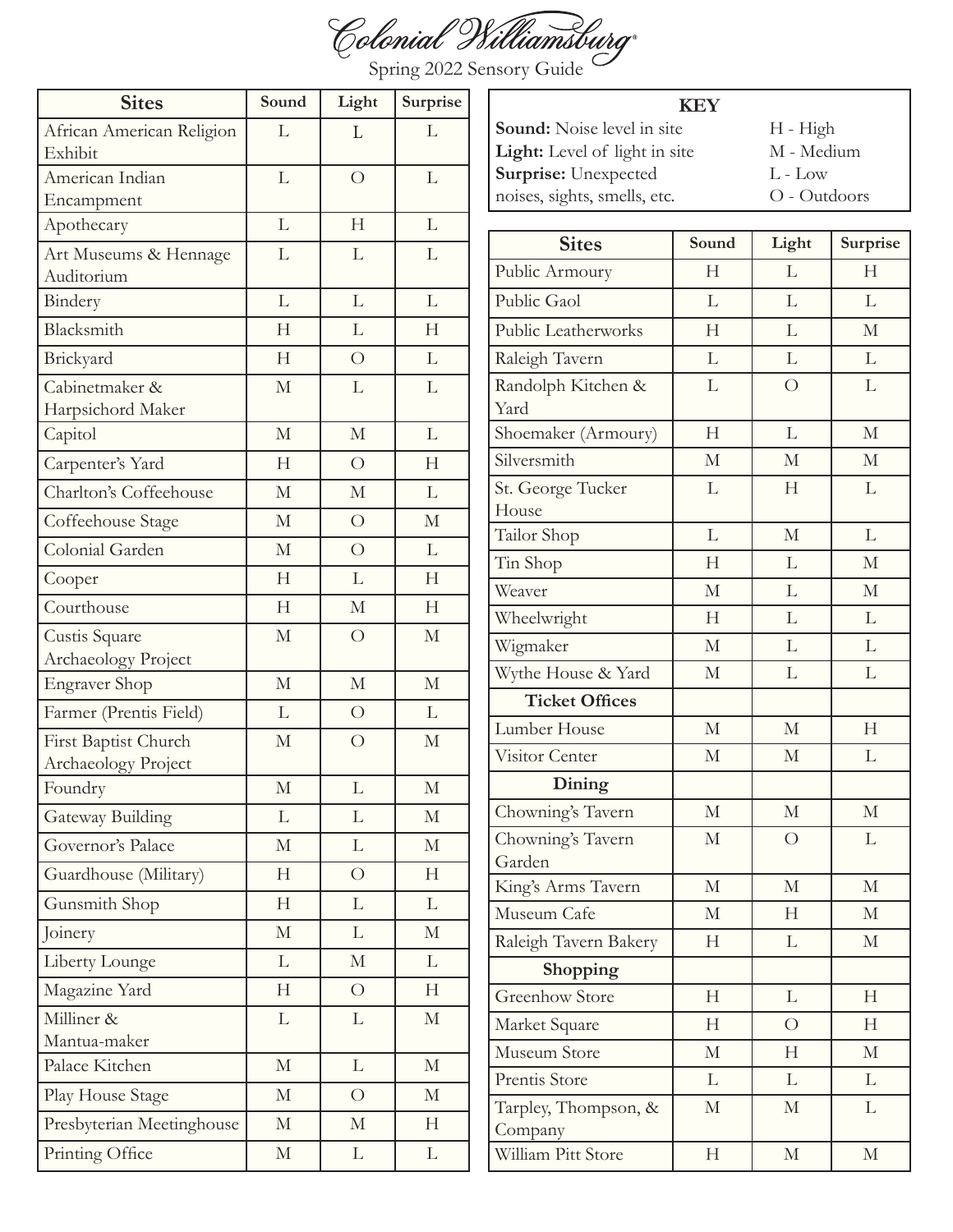# Colonial Williamsburg

Spring 2022 Sensory Guide

| Sites | Sound | Light | Surprise |
|---|---|---|---|
| African American Religion Exhibit | L | L | L |
| American Indian Encampment | L | O | L |
| Apothecary | L | H | L |
| Art Museums & Hennage Auditorium | L | L | L |
| Bindery | L | L | L |
| Blacksmith | H | L | H |
| Brickyard | H | O | L |
| Cabinetmaker & Harpsichord Maker | M | L | L |
| Capitol | M | M | L |
| Carpenter's Yard | H | O | H |
| Charlton's Coffeehouse | M | M | L |
| Coffeehouse Stage | M | O | M |
| Colonial Garden | M | O | L |
| Cooper | H | L | H |
| Courthouse | H | M | H |
| Custis Square Archaeology Project | M | O | M |
| Engraver Shop | M | M | M |
| Farmer (Prentis Field) | L | O | L |
| First Baptist Church Archaeology Project | M | O | M |
| Foundry | M | L | M |
| Gateway Building | L | L | M |
| Governor's Palace | M | L | M |
| Guardhouse (Military) | H | O | H |
| Gunsmith Shop | H | L | L |
| Joinery | M | L | M |
| Liberty Lounge | L | M | L |
| Magazine Yard | H | O | H |
| Milliner & Mantua-maker | L | L | M |
| Palace Kitchen | M | L | M |
| Play House Stage | M | O | M |
| Presbyterian Meetinghouse | M | M | H |
| Printing Office | M | L | L |

**KEY**

| | |
|---|---|
| **Sound:** Noise level in site | H - High |
| **Light:** Level of light in site | M - Medium |
| **Surprise:** Unexpected noises, sights, smells, etc. | L - Low |
| | O - Outdoors |

| Sites | Sound | Light | Surprise |
|---|---|---|---|
| Public Armoury | H | L | H |
| Public Gaol | L | L | L |
| Public Leatherworks | H | L | M |
| Raleigh Tavern | L | L | L |
| Randolph Kitchen & Yard | L | O | L |
| Shoemaker (Armoury) | H | L | M |
| Silversmith | M | M | M |
| St. George Tucker House | L | H | L |
| Tailor Shop | L | M | L |
| Tin Shop | H | L | M |
| Weaver | M | L | M |
| Wheelwright | H | L | L |
| Wigmaker | M | L | L |
| Wythe House & Yard | M | L | L |
| **Ticket Offices** | | | |
| Lumber House | M | M | H |
| Visitor Center | M | M | L |
| **Dining** | | | |
| Chowning's Tavern | M | M | M |
| Chowning's Tavern Garden | M | O | L |
| King's Arms Tavern | M | M | M |
| Museum Cafe | M | H | M |
| Raleigh Tavern Bakery | H | L | M |
| **Shopping** | | | |
| Greenhow Store | H | L | H |
| Market Square | H | O | H |
| Museum Store | M | H | M |
| Prentis Store | L | L | L |
| Tarpley, Thompson, & Company | M | M | L |
| William Pitt Store | H | M | M |